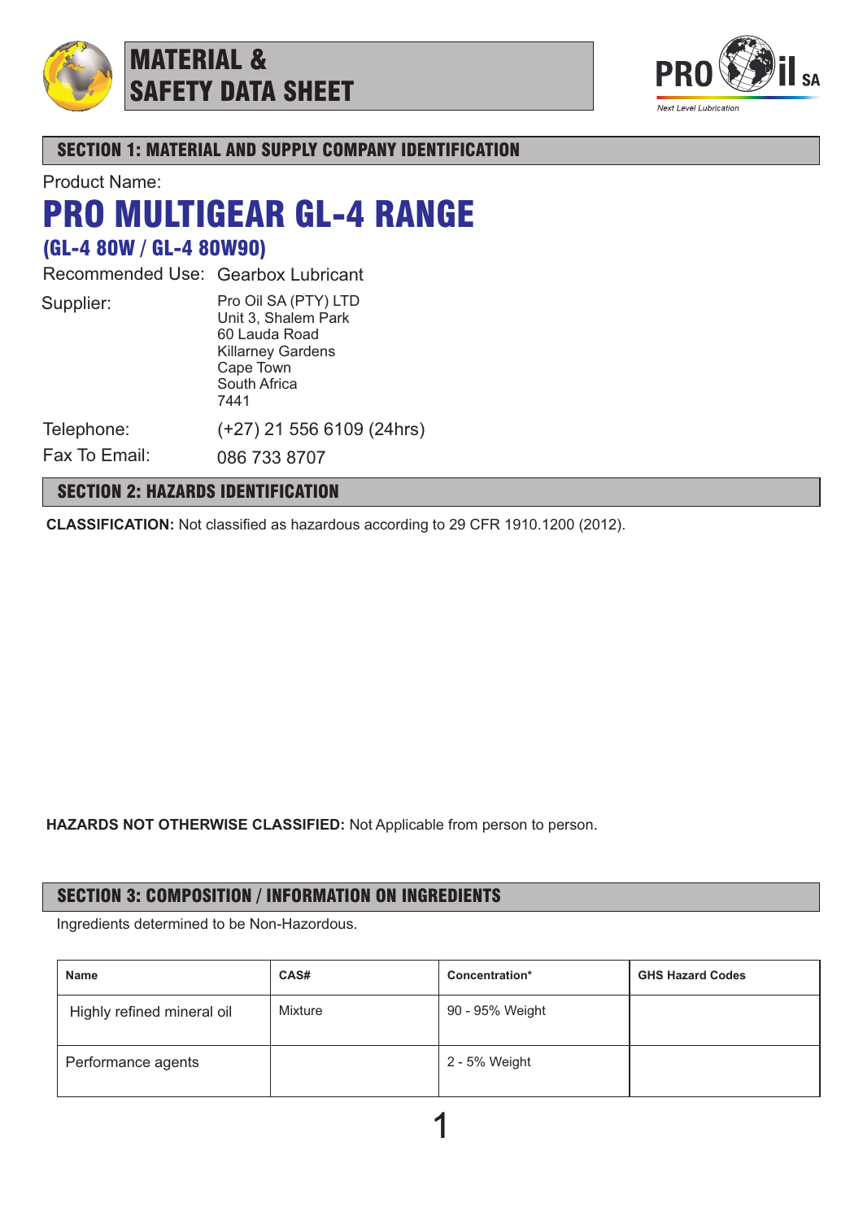# MATERIAL & SAFETY DATA SHEET

PRO il SA

*Next Level Lubrication*

## SECTION 1: MATERIAL AND SUPPLY COMPANY IDENTIFICATION

Product Name:

# PRO MULTIGEAR GL-4 RANGE

### (GL-4 80W / GL-4 80W90)

Recommended Use: Gearbox Lubricant

Supplier:
Pro Oil SA (PTY) LTD
Unit 3, Shalem Park
60 Lauda Road
Killarney Gardens
Cape Town
South Africa
7441

Telephone: (+27) 21 556 6109 (24hrs)

Fax To Email: 086 733 8707

## SECTION 2: HAZARDS IDENTIFICATION

**CLASSIFICATION:** Not classified as hazardous according to 29 CFR 1910.1200 (2012).

**HAZARDS NOT OTHERWISE CLASSIFIED:** Not Applicable from person to person.

## SECTION 3: COMPOSITION / INFORMATION ON INGREDIENTS

Ingredients determined to be Non-Hazordous.

| Name | CAS# | Concentration* | GHS Hazard Codes |
|---|---|---|---|
| Highly refined mineral oil | Mixture | 90 - 95% Weight | |
| Performance agents | | 2 - 5% Weight | |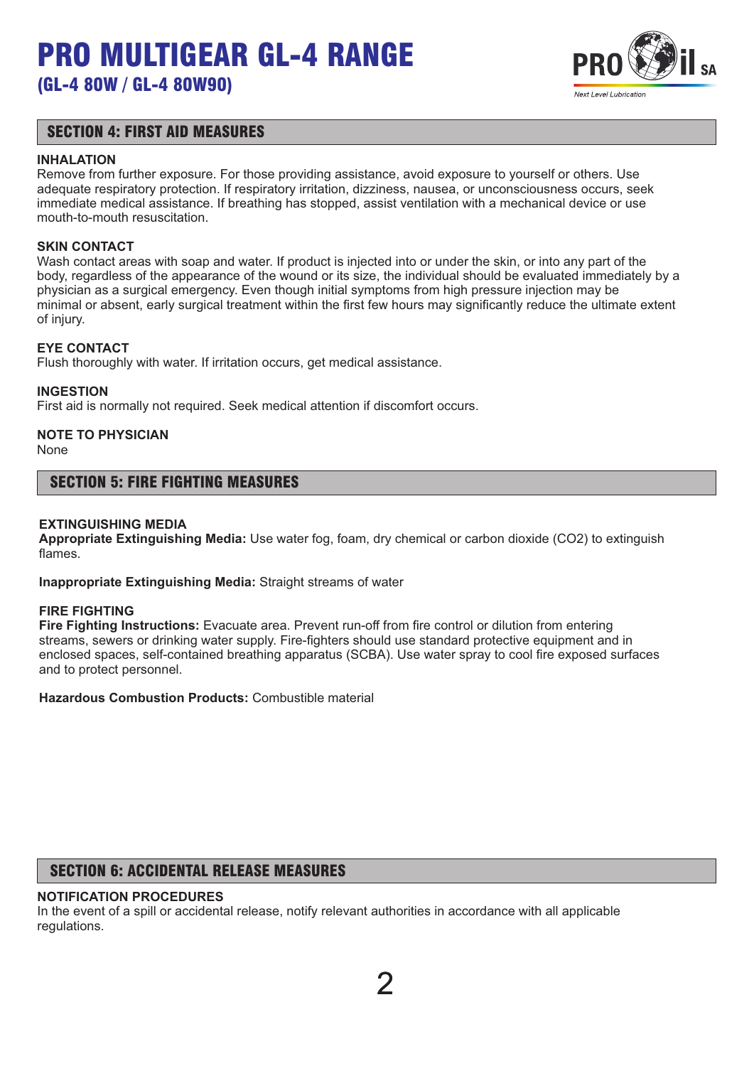## SECTION 4: FIRST AID MEASURES

**INHALATION**
Remove from further exposure. For those providing assistance, avoid exposure to yourself or others. Use adequate respiratory protection. If respiratory irritation, dizziness, nausea, or unconsciousness occurs, seek immediate medical assistance. If breathing has stopped, assist ventilation with a mechanical device or use mouth-to-mouth resuscitation.

**SKIN CONTACT**
Wash contact areas with soap and water. If product is injected into or under the skin, or into any part of the body, regardless of the appearance of the wound or its size, the individual should be evaluated immediately by a physician as a surgical emergency. Even though initial symptoms from high pressure injection may be minimal or absent, early surgical treatment within the first few hours may significantly reduce the ultimate extent of injury.

**EYE CONTACT**
Flush thoroughly with water. If irritation occurs, get medical assistance.

**INGESTION**
First aid is normally not required. Seek medical attention if discomfort occurs.

**NOTE TO PHYSICIAN**
None

## SECTION 5: FIRE FIGHTING MEASURES

**EXTINGUISHING MEDIA**
**Appropriate Extinguishing Media:** Use water fog, foam, dry chemical or carbon dioxide ($CO_2$) to extinguish flames.

**Inappropriate Extinguishing Media:** Straight streams of water

**FIRE FIGHTING**
**Fire Fighting Instructions:** Evacuate area. Prevent run-off from fire control or dilution from entering streams, sewers or drinking water supply. Fire-fighters should use standard protective equipment and in enclosed spaces, self-contained breathing apparatus (SCBA). Use water spray to cool fire exposed surfaces and to protect personnel.

**Hazardous Combustion Products:** Combustible material

## SECTION 6: ACCIDENTAL RELEASE MEASURES

**NOTIFICATION PROCEDURES**
In the event of a spill or accidental release, notify relevant authorities in accordance with all applicable regulations.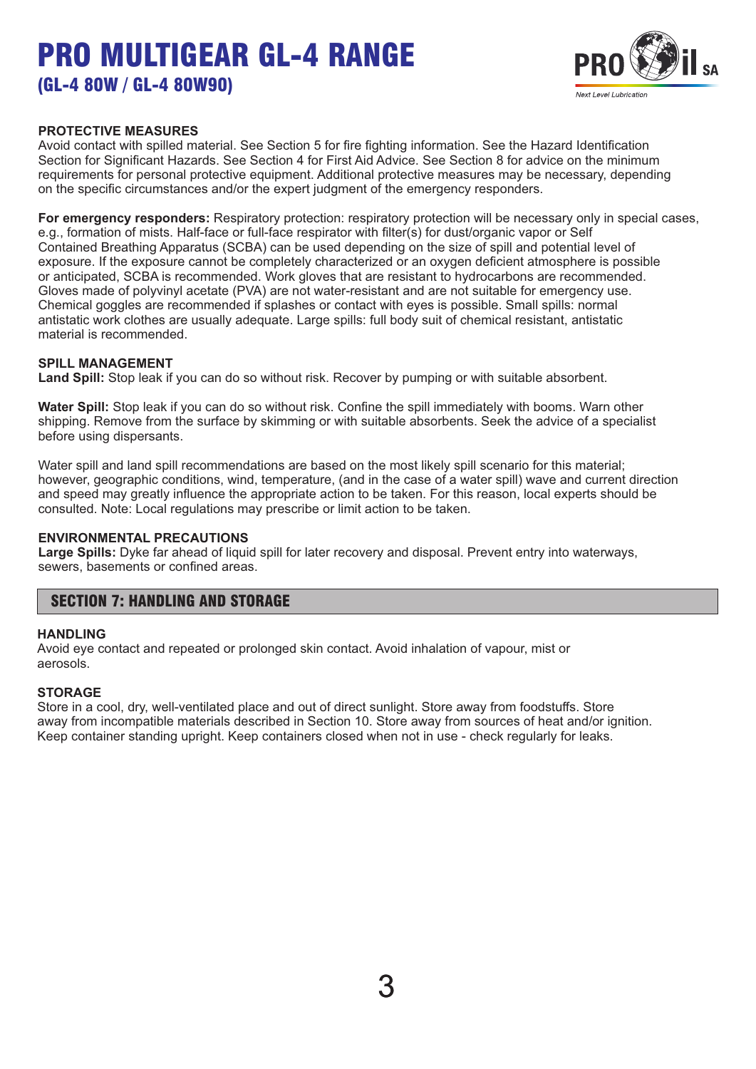**PROTECTIVE MEASURES**
Avoid contact with spilled material. See Section 5 for fire fighting information. See the Hazard Identification Section for Significant Hazards. See Section 4 for First Aid Advice. See Section 8 for advice on the minimum requirements for personal protective equipment. Additional protective measures may be necessary, depending on the specific circumstances and/or the expert judgment of the emergency responders.

**For emergency responders:** Respiratory protection: respiratory protection will be necessary only in special cases, e.g., formation of mists. Half-face or full-face respirator with filter(s) for dust/organic vapor or Self Contained Breathing Apparatus (SCBA) can be used depending on the size of spill and potential level of exposure. If the exposure cannot be completely characterized or an oxygen deficient atmosphere is possible or anticipated, SCBA is recommended. Work gloves that are resistant to hydrocarbons are recommended. Gloves made of polyvinyl acetate (PVA) are not water-resistant and are not suitable for emergency use. Chemical goggles are recommended if splashes or contact with eyes is possible. Small spills: normal antistatic work clothes are usually adequate. Large spills: full body suit of chemical resistant, antistatic material is recommended.

**SPILL MANAGEMENT**
**Land Spill:** Stop leak if you can do so without risk. Recover by pumping or with suitable absorbent.

**Water Spill:** Stop leak if you can do so without risk. Confine the spill immediately with booms. Warn other shipping. Remove from the surface by skimming or with suitable absorbents. Seek the advice of a specialist before using dispersants.

Water spill and land spill recommendations are based on the most likely spill scenario for this material; however, geographic conditions, wind, temperature, (and in the case of a water spill) wave and current direction and speed may greatly influence the appropriate action to be taken. For this reason, local experts should be consulted. Note: Local regulations may prescribe or limit action to be taken.

**ENVIRONMENTAL PRECAUTIONS**
**Large Spills:** Dyke far ahead of liquid spill for later recovery and disposal. Prevent entry into waterways, sewers, basements or confined areas.

## SECTION 7: HANDLING AND STORAGE

**HANDLING**
Avoid eye contact and repeated or prolonged skin contact. Avoid inhalation of vapour, mist or aerosols.

**STORAGE**
Store in a cool, dry, well-ventilated place and out of direct sunlight. Store away from foodstuffs. Store away from incompatible materials described in Section 10. Store away from sources of heat and/or ignition. Keep container standing upright. Keep containers closed when not in use - check regularly for leaks.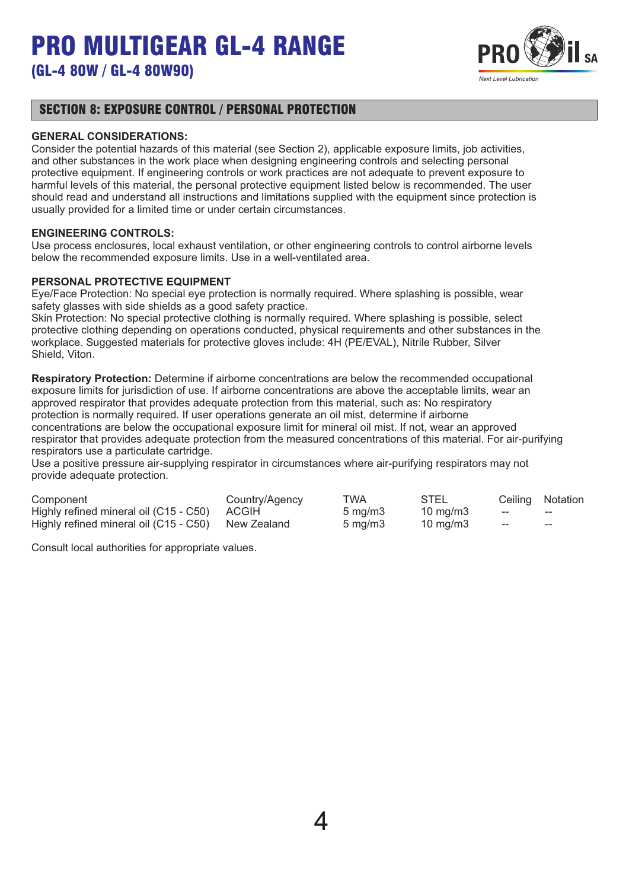## SECTION 8: EXPOSURE CONTROL / PERSONAL PROTECTION

**GENERAL CONSIDERATIONS:**
Consider the potential hazards of this material (see Section 2), applicable exposure limits, job activities, and other substances in the work place when designing engineering controls and selecting personal protective equipment. If engineering controls or work practices are not adequate to prevent exposure to harmful levels of this material, the personal protective equipment listed below is recommended. The user should read and understand all instructions and limitations supplied with the equipment since protection is usually provided for a limited time or under certain circumstances.

**ENGINEERING CONTROLS:**
Use process enclosures, local exhaust ventilation, or other engineering controls to control airborne levels below the recommended exposure limits. Use in a well-ventilated area.

**PERSONAL PROTECTIVE EQUIPMENT**
Eye/Face Protection: No special eye protection is normally required. Where splashing is possible, wear safety glasses with side shields as a good safety practice.
Skin Protection: No special protective clothing is normally required. Where splashing is possible, select protective clothing depending on operations conducted, physical requirements and other substances in the workplace. Suggested materials for protective gloves include: 4H (PE/EVAL), Nitrile Rubber, Silver Shield, Viton.

**Respiratory Protection:** Determine if airborne concentrations are below the recommended occupational exposure limits for jurisdiction of use. If airborne concentrations are above the acceptable limits, wear an approved respirator that provides adequate protection from this material, such as: No respiratory protection is normally required. If user operations generate an oil mist, determine if airborne concentrations are below the occupational exposure limit for mineral oil mist. If not, wear an approved respirator that provides adequate protection from the measured concentrations of this material. For air-purifying respirators use a particulate cartridge.
Use a positive pressure air-supplying respirator in circumstances where air-purifying respirators may not provide adequate protection.

| Component | Country/Agency | TWA | STEL | Ceiling | Notation |
|---|---|---|---|---|---|
| Highly refined mineral oil (C15 - C50) | ACGIH | 5 mg/m3 | 10 mg/m3 | -- | -- |
| Highly refined mineral oil (C15 - C50) | New Zealand | 5 mg/m3 | 10 mg/m3 | -- | -- |

Consult local authorities for appropriate values.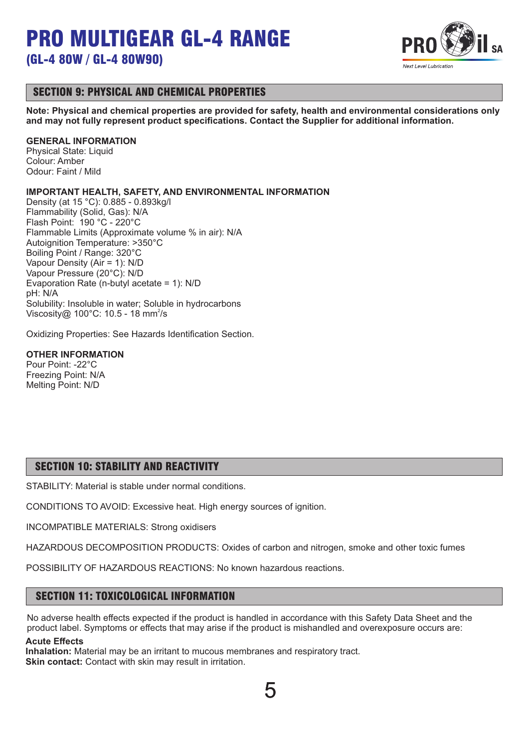# PRO MULTIGEAR GL-4 RANGE

## (GL-4 80W / GL-4 80W90)

## SECTION 9: PHYSICAL AND CHEMICAL PROPERTIES

**Note: Physical and chemical properties are provided for safety, health and environmental considerations only and may not fully represent product specifications. Contact the Supplier for additional information.**

**GENERAL INFORMATION**
Physical State: Liquid
Colour: Amber
Odour: Faint / Mild

**IMPORTANT HEALTH, SAFETY, AND ENVIRONMENTAL INFORMATION**
Density (at 15 °C): 0.885 - 0.893kg/l
Flammability (Solid, Gas): N/A
Flash Point: 190 °C - 220°C
Flammable Limits (Approximate volume % in air): N/A
Autoignition Temperature: >350°C
Boiling Point / Range: 320°C
Vapour Density (Air = 1): N/D
Vapour Pressure (20°C): N/D
Evaporation Rate (n-butyl acetate = 1): N/D
pH: N/A
Solubility: Insoluble in water; Soluble in hydrocarbons
Viscosity@ 100°C: 10.5 - 18 $mm^2/s$

Oxidizing Properties: See Hazards Identification Section.

**OTHER INFORMATION**
Pour Point: -22°C
Freezing Point: N/A
Melting Point: N/D

## SECTION 10: STABILITY AND REACTIVITY

STABILITY: Material is stable under normal conditions.

CONDITIONS TO AVOID: Excessive heat. High energy sources of ignition.

INCOMPATIBLE MATERIALS: Strong oxidisers

HAZARDOUS DECOMPOSITION PRODUCTS: Oxides of carbon and nitrogen, smoke and other toxic fumes

POSSIBILITY OF HAZARDOUS REACTIONS: No known hazardous reactions.

## SECTION 11: TOXICOLOGICAL INFORMATION

No adverse health effects expected if the product is handled in accordance with this Safety Data Sheet and the product label. Symptoms or effects that may arise if the product is mishandled and overexposure occurs are:

**Acute Effects**
**Inhalation:** Material may be an irritant to mucous membranes and respiratory tract.
**Skin contact:** Contact with skin may result in irritation.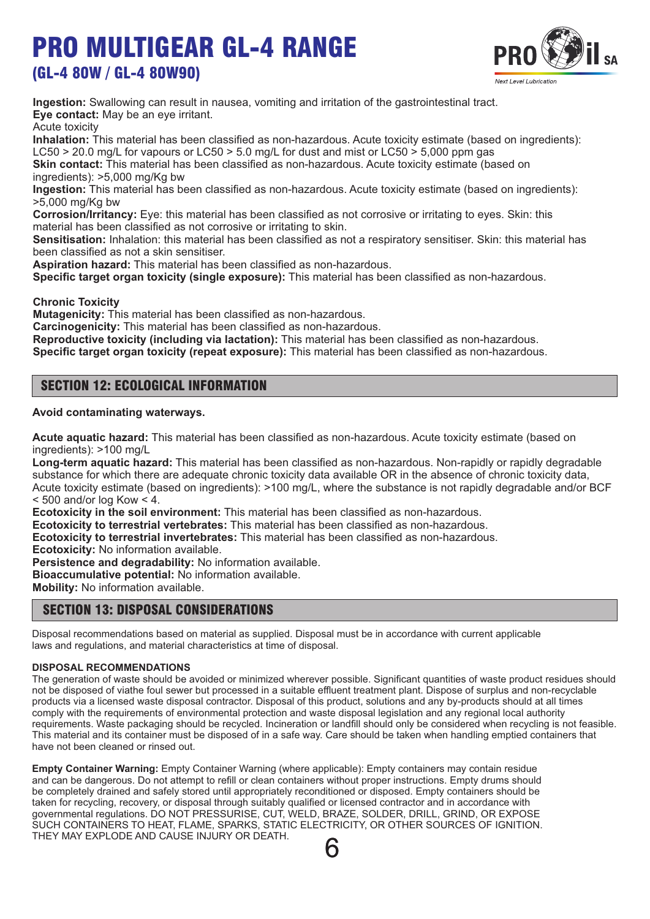**Ingestion:** Swallowing can result in nausea, vomiting and irritation of the gastrointestinal tract.
**Eye contact:** May be an eye irritant.
Acute toxicity
**Inhalation:** This material has been classified as non-hazardous. Acute toxicity estimate (based on ingredients): LC50 > 20.0 mg/L for vapours or LC50 > 5.0 mg/L for dust and mist or LC50 > 5,000 ppm gas
**Skin contact:** This material has been classified as non-hazardous. Acute toxicity estimate (based on ingredients): >5,000 mg/Kg bw
**Ingestion:** This material has been classified as non-hazardous. Acute toxicity estimate (based on ingredients): >5,000 mg/Kg bw
**Corrosion/Irritancy:** Eye: this material has been classified as not corrosive or irritating to eyes. Skin: this material has been classified as not corrosive or irritating to skin.
**Sensitisation:** Inhalation: this material has been classified as not a respiratory sensitiser. Skin: this material has been classified as not a skin sensitiser.
**Aspiration hazard:** This material has been classified as non-hazardous.
**Specific target organ toxicity (single exposure):** This material has been classified as non-hazardous.

**Chronic Toxicity**
**Mutagenicity:** This material has been classified as non-hazardous.
**Carcinogenicity:** This material has been classified as non-hazardous.
**Reproductive toxicity (including via lactation):** This material has been classified as non-hazardous.
**Specific target organ toxicity (repeat exposure):** This material has been classified as non-hazardous.

## SECTION 12: ECOLOGICAL INFORMATION

**Avoid contaminating waterways.**

**Acute aquatic hazard:** This material has been classified as non-hazardous. Acute toxicity estimate (based on ingredients): >100 mg/L
**Long-term aquatic hazard:** This material has been classified as non-hazardous. Non-rapidly or rapidly degradable substance for which there are adequate chronic toxicity data available OR in the absence of chronic toxicity data, Acute toxicity estimate (based on ingredients): >100 mg/L, where the substance is not rapidly degradable and/or BCF < 500 and/or log Kow < 4.
**Ecotoxicity in the soil environment:** This material has been classified as non-hazardous.
**Ecotoxicity to terrestrial vertebrates:** This material has been classified as non-hazardous.
**Ecotoxicity to terrestrial invertebrates:** This material has been classified as non-hazardous.
**Ecotoxicity:** No information available.
**Persistence and degradability:** No information available.
**Bioaccumulative potential:** No information available.
**Mobility:** No information available.

## SECTION 13: DISPOSAL CONSIDERATIONS

Disposal recommendations based on material as supplied. Disposal must be in accordance with current applicable laws and regulations, and material characteristics at time of disposal.

**DISPOSAL RECOMMENDATIONS**
The generation of waste should be avoided or minimized wherever possible. Significant quantities of waste product residues should not be disposed of viathe foul sewer but processed in a suitable effluent treatment plant. Dispose of surplus and non-recyclable products via a licensed waste disposal contractor. Disposal of this product, solutions and any by-products should at all times comply with the requirements of environmental protection and waste disposal legislation and any regional local authority requirements. Waste packaging should be recycled. Incineration or landfill should only be considered when recycling is not feasible. This material and its container must be disposed of in a safe way. Care should be taken when handling emptied containers that have not been cleaned or rinsed out.

**Empty Container Warning:** Empty Container Warning (where applicable): Empty containers may contain residue and can be dangerous. Do not attempt to refill or clean containers without proper instructions. Empty drums should be completely drained and safely stored until appropriately reconditioned or disposed. Empty containers should be taken for recycling, recovery, or disposal through suitably qualified or licensed contractor and in accordance with governmental regulations. DO NOT PRESSURISE, CUT, WELD, BRAZE, SOLDER, DRILL, GRIND, OR EXPOSE SUCH CONTAINERS TO HEAT, FLAME, SPARKS, STATIC ELECTRICITY, OR OTHER SOURCES OF IGNITION. THEY MAY EXPLODE AND CAUSE INJURY OR DEATH.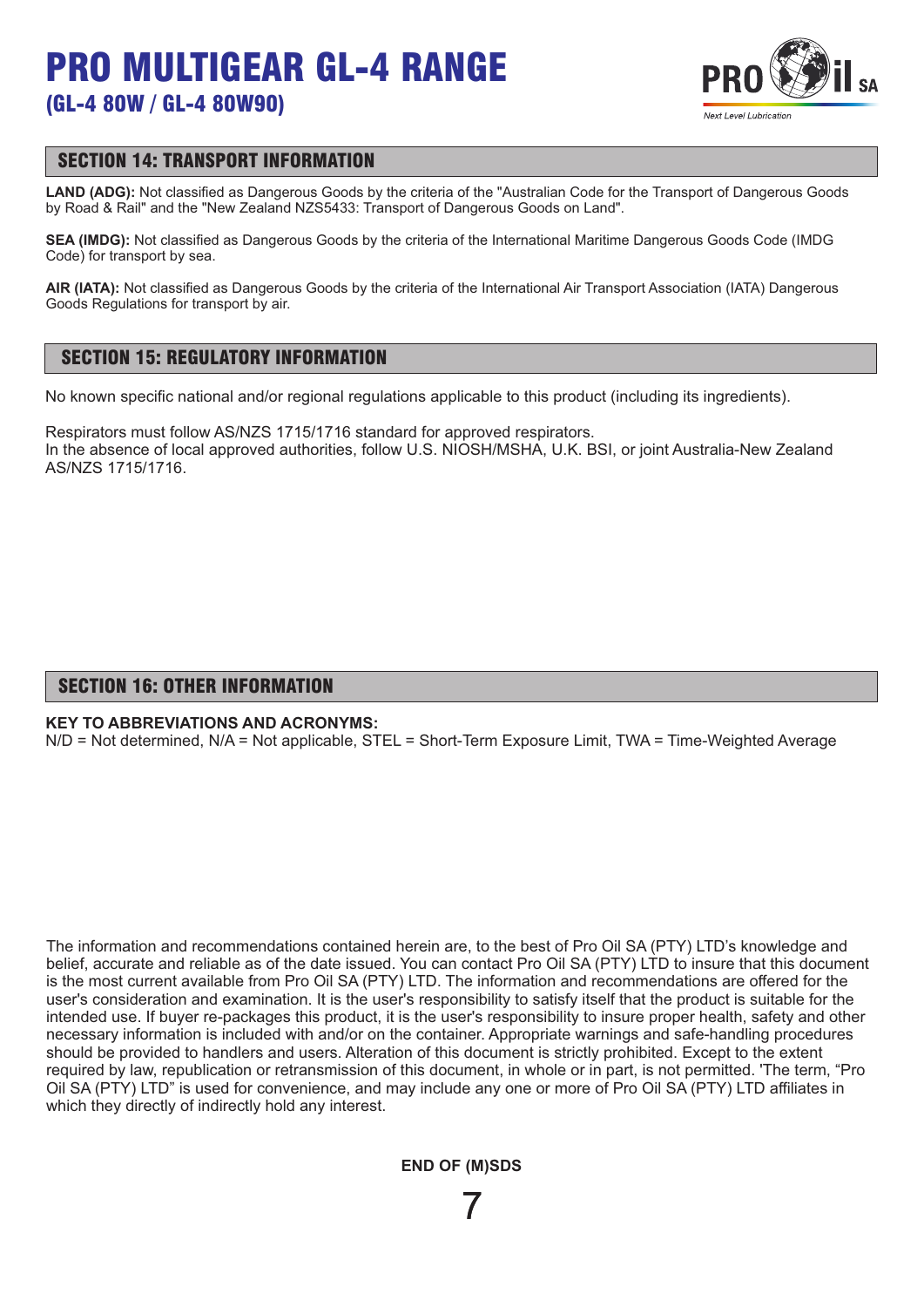## SECTION 14: TRANSPORT INFORMATION

**LAND (ADG):** Not classified as Dangerous Goods by the criteria of the "Australian Code for the Transport of Dangerous Goods by Road & Rail" and the "New Zealand NZS5433: Transport of Dangerous Goods on Land".

**SEA (IMDG):** Not classified as Dangerous Goods by the criteria of the International Maritime Dangerous Goods Code (IMDG Code) for transport by sea.

**AIR (IATA):** Not classified as Dangerous Goods by the criteria of the International Air Transport Association (IATA) Dangerous Goods Regulations for transport by air.

## SECTION 15: REGULATORY INFORMATION

No known specific national and/or regional regulations applicable to this product (including its ingredients).

Respirators must follow AS/NZS 1715/1716 standard for approved respirators.
In the absence of local approved authorities, follow U.S. NIOSH/MSHA, U.K. BSI, or joint Australia-New Zealand AS/NZS 1715/1716.

## SECTION 16: OTHER INFORMATION

**KEY TO ABBREVIATIONS AND ACRONYMS:**
N/D = Not determined, N/A = Not applicable, STEL = Short-Term Exposure Limit, TWA = Time-Weighted Average

The information and recommendations contained herein are, to the best of Pro Oil SA (PTY) LTD's knowledge and belief, accurate and reliable as of the date issued. You can contact Pro Oil SA (PTY) LTD to insure that this document is the most current available from Pro Oil SA (PTY) LTD. The information and recommendations are offered for the user's consideration and examination. It is the user's responsibility to satisfy itself that the product is suitable for the intended use. If buyer re-packages this product, it is the user's responsibility to insure proper health, safety and other necessary information is included with and/or on the container. Appropriate warnings and safe-handling procedures should be provided to handlers and users. Alteration of this document is strictly prohibited. Except to the extent required by law, republication or retransmission of this document, in whole or in part, is not permitted. 'The term, "Pro Oil SA (PTY) LTD" is used for convenience, and may include any one or more of Pro Oil SA (PTY) LTD affiliates in which they directly of indirectly hold any interest.

**END OF (M)SDS**